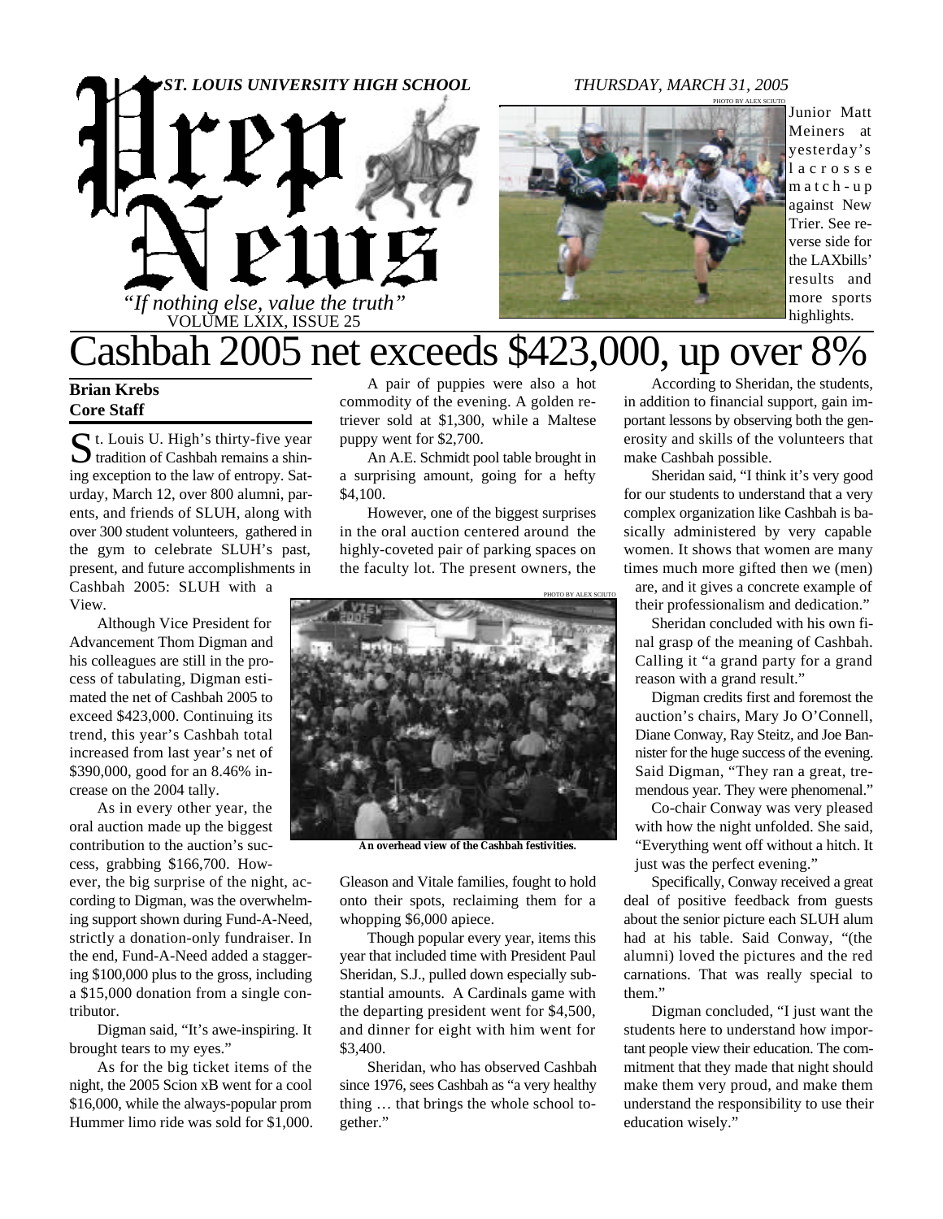*ST. LOUIS UNIVERSITY HIGH SCHOOL* *THURSDAY, MARCH 31, 2005*

# Prep News

*"If nothing else, value the truth"*
VOLUME LXIX, ISSUE 25

PHOTO BY ALEX SCIUTO

Junior Matt Meiners at yesterday's lacrosse match-up against New Trier. See reverse side for the LAXbills' results and more sports highlights.

# Cashbah 2005 net exceeds $423,000, up over 8%

**Brian Krebs**
**Core Staff**

St. Louis U. High's thirty-five year tradition of Cashbah remains a shining exception to the law of entropy. Saturday, March 12, over 800 alumni, parents, and friends of SLUH, along with over 300 student volunteers, gathered in the gym to celebrate SLUH's past, present, and future accomplishments in Cashbah 2005: SLUH with a View.

Although Vice President for Advancement Thom Digman and his colleagues are still in the process of tabulating, Digman estimated the net of Cashbah 2005 to exceed $423,000. Continuing its trend, this year's Cashbah total increased from last year's net of $390,000, good for an 8.46% increase on the 2004 tally.

As in every other year, the oral auction made up the biggest contribution to the auction's success, grabbing $166,700. However, the big surprise of the night, according to Digman, was the overwhelming support shown during Fund-A-Need, strictly a donation-only fundraiser. In the end, Fund-A-Need added a staggering $100,000 plus to the gross, including a $15,000 donation from a single contributor.

Digman said, "It's awe-inspiring. It brought tears to my eyes."

As for the big ticket items of the night, the 2005 Scion xB went for a cool $16,000, while the always-popular prom Hummer limo ride was sold for $1,000.

A pair of puppies were also a hot commodity of the evening. A golden retriever sold at $1,300, while a Maltese puppy went for $2,700.

An A.E. Schmidt pool table brought in a surprising amount, going for a hefty $4,100.

However, one of the biggest surprises in the oral auction centered around the highly-coveted pair of parking spaces on the faculty lot. The present owners, the Gleason and Vitale families, fought to hold onto their spots, reclaiming them for a whopping $6,000 apiece.

PHOTO BY ALEX SCIUTO

**An overhead view of the Cashbah festivities.**

Though popular every year, items this year that included time with President Paul Sheridan, S.J., pulled down especially substantial amounts. A Cardinals game with the departing president went for $4,500, and dinner for eight with him went for $3,400.

Sheridan, who has observed Cashbah since 1976, sees Cashbah as "a very healthy thing … that brings the whole school together."

According to Sheridan, the students, in addition to financial support, gain important lessons by observing both the generosity and skills of the volunteers that make Cashbah possible.

Sheridan said, "I think it's very good for our students to understand that a very complex organization like Cashbah is basically administered by very capable women. It shows that women are many times much more gifted then we (men) are, and it gives a concrete example of their professionalism and dedication."

Sheridan concluded with his own final grasp of the meaning of Cashbah. Calling it "a grand party for a grand reason with a grand result."

Digman credits first and foremost the auction's chairs, Mary Jo O'Connell, Diane Conway, Ray Steitz, and Joe Bannister for the huge success of the evening. Said Digman, "They ran a great, tremendous year. They were phenomenal."

Co-chair Conway was very pleased with how the night unfolded. She said, "Everything went off without a hitch. It just was the perfect evening."

Specifically, Conway received a great deal of positive feedback from guests about the senior picture each SLUH alum had at his table. Said Conway, "(the alumni) loved the pictures and the red carnations. That was really special to them."

Digman concluded, "I just want the students here to understand how important people view their education. The commitment that they made that night should make them very proud, and make them understand the responsibility to use their education wisely."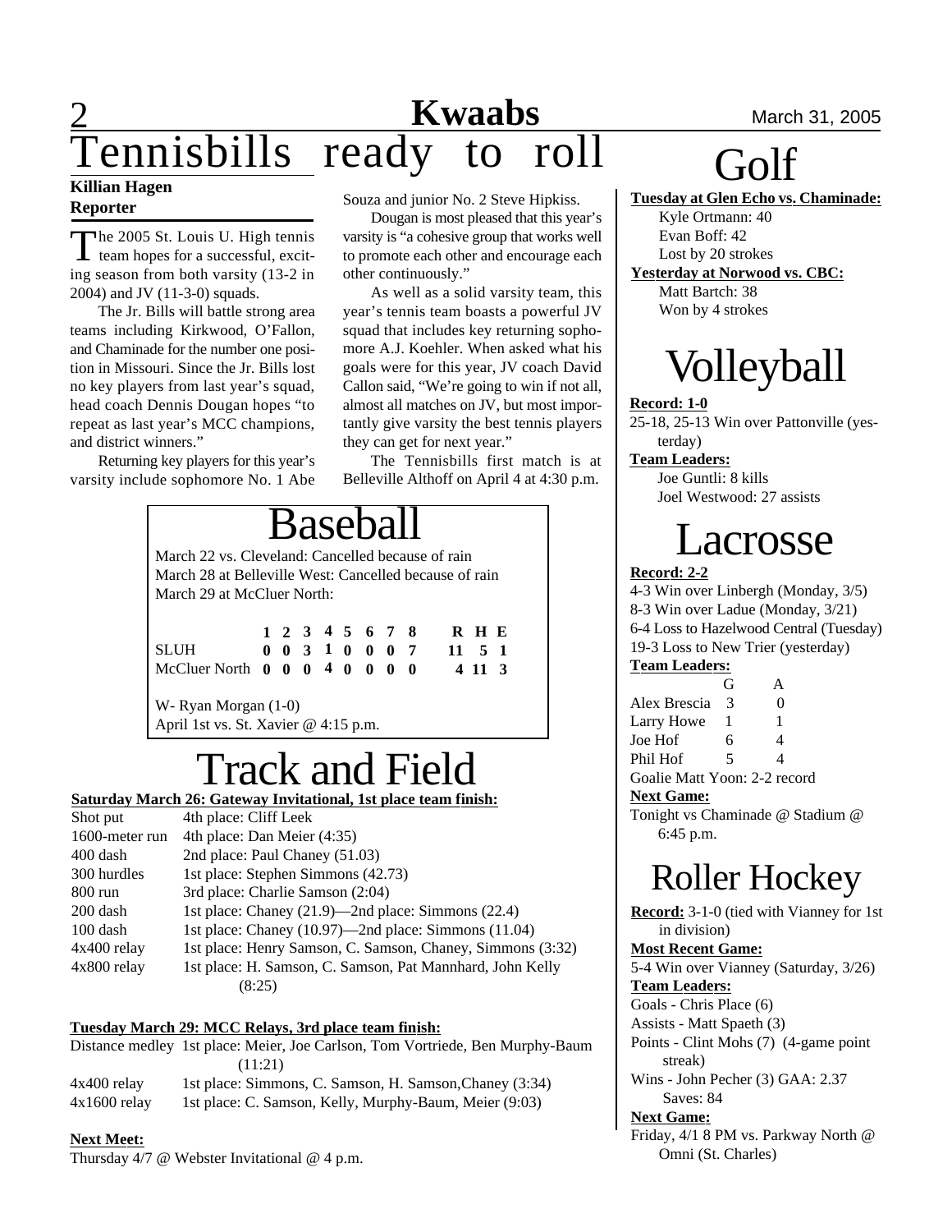# Tennisbills ready to roll

**Killian Hagen**
**Reporter**

The 2005 St. Louis U. High tennis team hopes for a successful, exciting season from both varsity (13-2 in 2004) and JV (11-3-0) squads.

The Jr. Bills will battle strong area teams including Kirkwood, O'Fallon, and Chaminade for the number one position in Missouri. Since the Jr. Bills lost no key players from last year's squad, head coach Dennis Dougan hopes "to repeat as last year's MCC champions, and district winners."

Returning key players for this year's varsity include sophomore No. 1 Abe Souza and junior No. 2 Steve Hipkiss.

Dougan is most pleased that this year's varsity is "a cohesive group that works well to promote each other and encourage each other continuously."

As well as a solid varsity team, this year's tennis team boasts a powerful JV squad that includes key returning sophomore A.J. Koehler. When asked what his goals were for this year, JV coach David Callon said, "We're going to win if not all, almost all matches on JV, but most importantly give varsity the best tennis players they can get for next year."

The Tennisbills first match is at Belleville Althoff on April 4 at 4:30 p.m.

# Baseball

March 22 vs. Cleveland: Cancelled because of rain
March 28 at Belleville West: Cancelled because of rain
March 29 at McCluer North:

| | 1 | 2 | 3 | 4 | 5 | 6 | 7 | 8 | R | H | E |
|---|---|---|---|---|---|---|---|---|---|---|---|
| SLUH | 0 | 0 | 3 | 1 | 0 | 0 | 0 | 7 | 11 | 5 | 1 |
| McCluer North | 0 | 0 | 0 | 4 | 0 | 0 | 0 | 0 | 4 | 11 | 3 |

W- Ryan Morgan (1-0)
April 1st vs. St. Xavier @ 4:15 p.m.

# Track and Field

**Saturday March 26: Gateway Invitational, 1st place team finish:**

| | |
|---|---|
| Shot put | 4th place: Cliff Leek |
| 1600-meter run | 4th place: Dan Meier (4:35) |
| 400 dash | 2nd place: Paul Chaney (51.03) |
| 300 hurdles | 1st place: Stephen Simmons (42.73) |
| 800 run | 3rd place: Charlie Samson (2:04) |
| 200 dash | 1st place: Chaney (21.9)—2nd place: Simmons (22.4) |
| 100 dash | 1st place: Chaney (10.97)—2nd place: Simmons (11.04) |
| 4x400 relay | 1st place: Henry Samson, C. Samson, Chaney, Simmons (3:32) |
| 4x800 relay | 1st place: H. Samson, C. Samson, Pat Mannhard, John Kelly (8:25) |

**Tuesday March 29: MCC Relays, 3rd place team finish:**

| | |
|---|---|
| Distance medley | 1st place: Meier, Joe Carlson, Tom Vortriede, Ben Murphy-Baum (11:21) |
| 4x400 relay | 1st place: Simmons, C. Samson, H. Samson,Chaney (3:34) |
| 4x1600 relay | 1st place: C. Samson, Kelly, Murphy-Baum, Meier (9:03) |

**Next Meet:**
Thursday 4/7 @ Webster Invitational @ 4 p.m.

# Golf

**Tuesday at Glen Echo vs. Chaminade:**
Kyle Ortmann: 40
Evan Boff: 42
Lost by 20 strokes

**Yesterday at Norwood vs. CBC:**
Matt Bartch: 38
Won by 4 strokes

# Volleyball

**Record: 1-0**
25-18, 25-13 Win over Pattonville (yesterday)

**Team Leaders:**
Joe Guntli: 8 kills
Joel Westwood: 27 assists

# Lacrosse

**Record: 2-2**
4-3 Win over Linbergh (Monday, 3/5)
8-3 Win over Ladue (Monday, 3/21)
6-4 Loss to Hazelwood Central (Tuesday)
19-3 Loss to New Trier (yesterday)

**Team Leaders:**

| | G | A |
|---|---|---|
| Alex Brescia | 3 | 0 |
| Larry Howe | 1 | 1 |
| Joe Hof | 6 | 4 |
| Phil Hof | 5 | 4 |

Goalie Matt Yoon: 2-2 record

**Next Game:**
Tonight vs Chaminade @ Stadium @ 6:45 p.m.

# Roller Hockey

**Record:** 3-1-0 (tied with Vianney for 1st in division)

**Most Recent Game:**
5-4 Win over Vianney (Saturday, 3/26)

**Team Leaders:**
Goals - Chris Place (6)
Assists - Matt Spaeth (3)
Points - Clint Mohs (7) (4-game point streak)
Wins - John Pecher (3) GAA: 2.37
Saves: 84

**Next Game:**
Friday, 4/1 8 PM vs. Parkway North @ Omni (St. Charles)